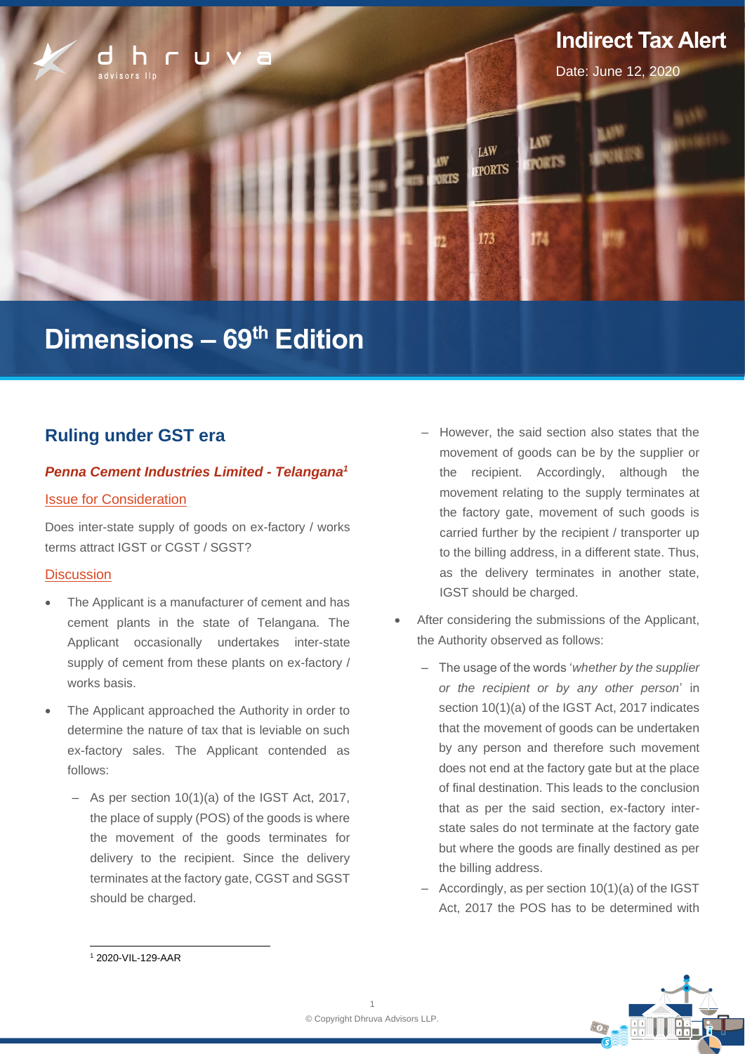Indirect Tax Alert

Date: June 12, 2020

# Dimensions – 69th Edition

## Ruling under GST era

### *Penna Cement Industries Limited - Telangana*[1]

Issue for Consideration

Does inter-state supply of goods on ex-factory / works terms attract IGST or CGST / SGST?

Discussion

- The Applicant is a manufacturer of cement and has cement plants in the state of Telangana. The Applicant occasionally undertakes inter-state supply of cement from these plants on ex-factory / works basis.
- The Applicant approached the Authority in order to determine the nature of tax that is leviable on such ex-factory sales. The Applicant contended as follows:
  - As per section 10(1)(a) of the IGST Act, 2017, the place of supply (POS) of the goods is where the movement of the goods terminates for delivery to the recipient. Since the delivery terminates at the factory gate, CGST and SGST should be charged.
  - However, the said section also states that the movement of goods can be by the supplier or the recipient. Accordingly, although the movement relating to the supply terminates at the factory gate, movement of such goods is carried further by the recipient / transporter up to the billing address, in a different state. Thus, as the delivery terminates in another state, IGST should be charged.
- After considering the submissions of the Applicant, the Authority observed as follows:
  - The usage of the words '*whether by the supplier or the recipient or by any other person*' in section 10(1)(a) of the IGST Act, 2017 indicates that the movement of goods can be undertaken by any person and therefore such movement does not end at the factory gate but at the place of final destination. This leads to the conclusion that as per the said section, ex-factory inter-state sales do not terminate at the factory gate but where the goods are finally destined as per the billing address.
  - Accordingly, as per section 10(1)(a) of the IGST Act, 2017 the POS has to be determined with

[1] 2020-VIL-129-AAR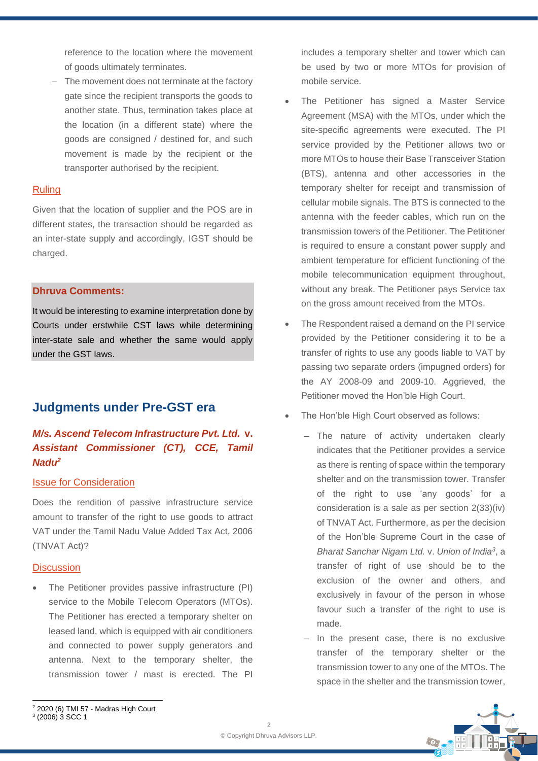reference to the location where the movement of goods ultimately terminates.

- The movement does not terminate at the factory gate since the recipient transports the goods to another state. Thus, termination takes place at the location (in a different state) where the goods are consigned / destined for, and such movement is made by the recipient or the transporter authorised by the recipient.

**Ruling**

Given that the location of supplier and the POS are in different states, the transaction should be regarded as an inter-state supply and accordingly, IGST should be charged.

> **Dhruva Comments:**
>
> It would be interesting to examine interpretation done by Courts under erstwhile CST laws while determining inter-state sale and whether the same would apply under the GST laws.

## Judgments under Pre-GST era

### *M/s. Ascend Telecom Infrastructure Pvt. Ltd.* v. *Assistant Commissioner (CT), CCE, Tamil Nadu*[2]

**Issue for Consideration**

Does the rendition of passive infrastructure service amount to transfer of the right to use goods to attract VAT under the Tamil Nadu Value Added Tax Act, 2006 (TNVAT Act)?

**Discussion**

- The Petitioner provides passive infrastructure (PI) service to the Mobile Telecom Operators (MTOs). The Petitioner has erected a temporary shelter on leased land, which is equipped with air conditioners and connected to power supply generators and antenna. Next to the temporary shelter, the transmission tower / mast is erected. The PI includes a temporary shelter and tower which can be used by two or more MTOs for provision of mobile service.
- The Petitioner has signed a Master Service Agreement (MSA) with the MTOs, under which the site-specific agreements were executed. The PI service provided by the Petitioner allows two or more MTOs to house their Base Transceiver Station (BTS), antenna and other accessories in the temporary shelter for receipt and transmission of cellular mobile signals. The BTS is connected to the antenna with the feeder cables, which run on the transmission towers of the Petitioner. The Petitioner is required to ensure a constant power supply and ambient temperature for efficient functioning of the mobile telecommunication equipment throughout, without any break. The Petitioner pays Service tax on the gross amount received from the MTOs.
- The Respondent raised a demand on the PI service provided by the Petitioner considering it to be a transfer of rights to use any goods liable to VAT by passing two separate orders (impugned orders) for the AY 2008-09 and 2009-10. Aggrieved, the Petitioner moved the Hon'ble High Court.
- The Hon'ble High Court observed as follows:
  - The nature of activity undertaken clearly indicates that the Petitioner provides a service as there is renting of space within the temporary shelter and on the transmission tower. Transfer of the right to use 'any goods' for a consideration is a sale as per section 2(33)(iv) of TNVAT Act. Furthermore, as per the decision of the Hon'ble Supreme Court in the case of *Bharat Sanchar Nigam Ltd.* v. *Union of India*[3], a transfer of right of use should be to the exclusion of the owner and others, and exclusively in favour of the person in whose favour such a transfer of the right to use is made.
  - In the present case, there is no exclusive transfer of the temporary shelter or the transmission tower to any one of the MTOs. The space in the shelter and the transmission tower,

---

[2] 2020 (6) TMI 57 - Madras High Court

[3] (2006) 3 SCC 1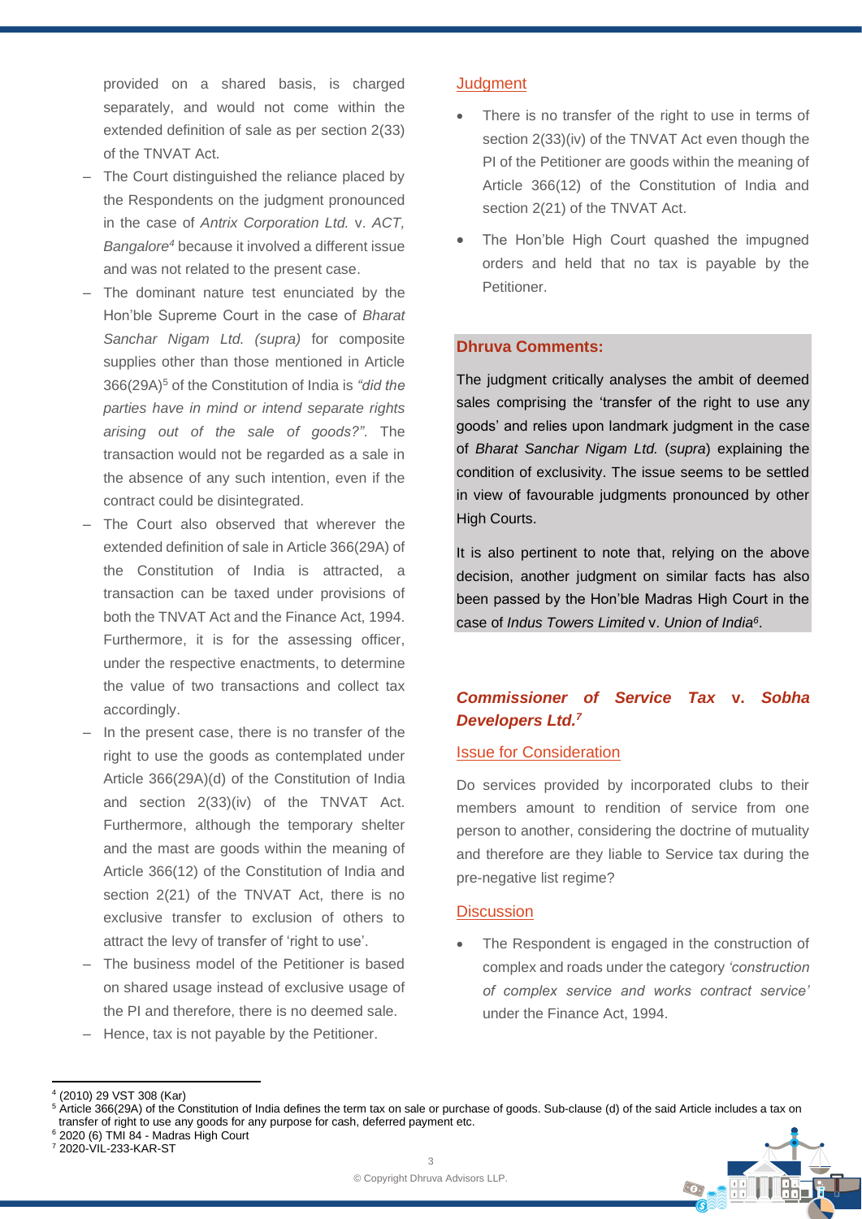provided on a shared basis, is charged separately, and would not come within the extended definition of sale as per section 2(33) of the TNVAT Act.

- The Court distinguished the reliance placed by the Respondents on the judgment pronounced in the case of *Antrix Corporation Ltd.* v. *ACT, Bangalore*[4] because it involved a different issue and was not related to the present case.
- The dominant nature test enunciated by the Hon'ble Supreme Court in the case of *Bharat Sanchar Nigam Ltd. (supra)* for composite supplies other than those mentioned in Article 366(29A)[5] of the Constitution of India is *"did the parties have in mind or intend separate rights arising out of the sale of goods?"*. The transaction would not be regarded as a sale in the absence of any such intention, even if the contract could be disintegrated.
- The Court also observed that wherever the extended definition of sale in Article 366(29A) of the Constitution of India is attracted, a transaction can be taxed under provisions of both the TNVAT Act and the Finance Act, 1994. Furthermore, it is for the assessing officer, under the respective enactments, to determine the value of two transactions and collect tax accordingly.
- In the present case, there is no transfer of the right to use the goods as contemplated under Article 366(29A)(d) of the Constitution of India and section 2(33)(iv) of the TNVAT Act. Furthermore, although the temporary shelter and the mast are goods within the meaning of Article 366(12) of the Constitution of India and section 2(21) of the TNVAT Act, there is no exclusive transfer to exclusion of others to attract the levy of transfer of 'right to use'.
- The business model of the Petitioner is based on shared usage instead of exclusive usage of the PI and therefore, there is no deemed sale.
- Hence, tax is not payable by the Petitioner.

### Judgment

- There is no transfer of the right to use in terms of section 2(33)(iv) of the TNVAT Act even though the PI of the Petitioner are goods within the meaning of Article 366(12) of the Constitution of India and section 2(21) of the TNVAT Act.
- The Hon'ble High Court quashed the impugned orders and held that no tax is payable by the Petitioner.

**Dhruva Comments:**

The judgment critically analyses the ambit of deemed sales comprising the 'transfer of the right to use any goods' and relies upon landmark judgment in the case of *Bharat Sanchar Nigam Ltd.* (*supra*) explaining the condition of exclusivity. The issue seems to be settled in view of favourable judgments pronounced by other High Courts.

It is also pertinent to note that, relying on the above decision, another judgment on similar facts has also been passed by the Hon'ble Madras High Court in the case of *Indus Towers Limited* v. *Union of India*[6].

## *Commissioner of Service Tax* v. *Sobha Developers Ltd.*[7]

### Issue for Consideration

Do services provided by incorporated clubs to their members amount to rendition of service from one person to another, considering the doctrine of mutuality and therefore are they liable to Service tax during the pre-negative list regime?

### Discussion

- The Respondent is engaged in the construction of complex and roads under the category *'construction of complex service and works contract service'* under the Finance Act, 1994.

---

[4] (2010) 29 VST 308 (Kar)

[5] Article 366(29A) of the Constitution of India defines the term tax on sale or purchase of goods. Sub-clause (d) of the said Article includes a tax on transfer of right to use any goods for any purpose for cash, deferred payment etc.

[6] 2020 (6) TMI 84 - Madras High Court

[7] 2020-VIL-233-KAR-ST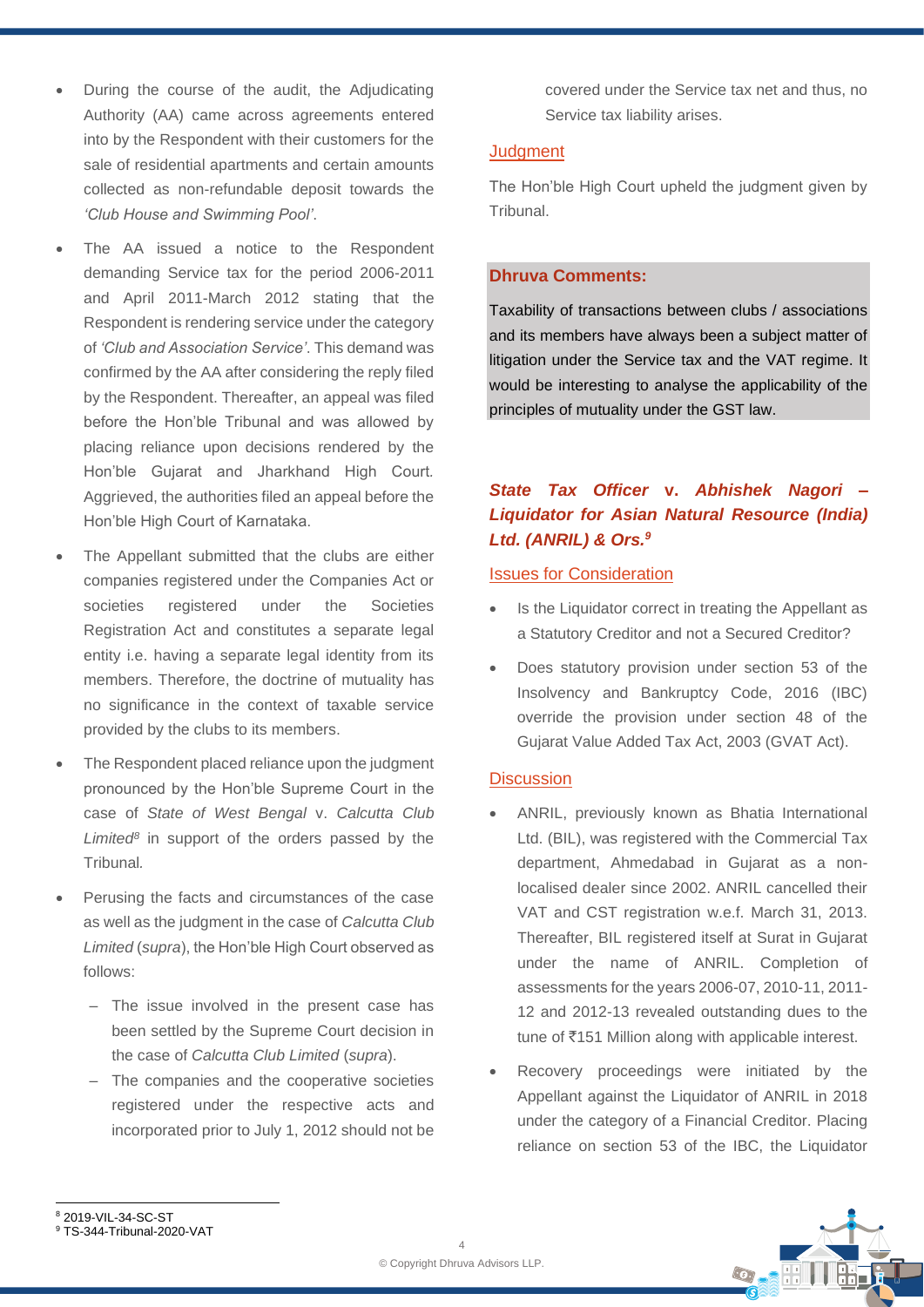- During the course of the audit, the Adjudicating Authority (AA) came across agreements entered into by the Respondent with their customers for the sale of residential apartments and certain amounts collected as non-refundable deposit towards the *'Club House and Swimming Pool'*.
- The AA issued a notice to the Respondent demanding Service tax for the period 2006-2011 and April 2011-March 2012 stating that the Respondent is rendering service under the category of *'Club and Association Service'*. This demand was confirmed by the AA after considering the reply filed by the Respondent. Thereafter, an appeal was filed before the Hon'ble Tribunal and was allowed by placing reliance upon decisions rendered by the Hon'ble Gujarat and Jharkhand High Court. Aggrieved, the authorities filed an appeal before the Hon'ble High Court of Karnataka.
- The Appellant submitted that the clubs are either companies registered under the Companies Act or societies registered under the Societies Registration Act and constitutes a separate legal entity i.e. having a separate legal identity from its members. Therefore, the doctrine of mutuality has no significance in the context of taxable service provided by the clubs to its members.
- The Respondent placed reliance upon the judgment pronounced by the Hon'ble Supreme Court in the case of *State of West Bengal* v. *Calcutta Club Limited*[8] in support of the orders passed by the Tribunal.
- Perusing the facts and circumstances of the case as well as the judgment in the case of *Calcutta Club Limited* (*supra*), the Hon'ble High Court observed as follows:
  - The issue involved in the present case has been settled by the Supreme Court decision in the case of *Calcutta Club Limited* (*supra*).
  - The companies and the cooperative societies registered under the respective acts and incorporated prior to July 1, 2012 should not be covered under the Service tax net and thus, no Service tax liability arises.

## Judgment

The Hon'ble High Court upheld the judgment given by Tribunal.

**Dhruva Comments:**

Taxability of transactions between clubs / associations and its members have always been a subject matter of litigation under the Service tax and the VAT regime. It would be interesting to analyse the applicability of the principles of mutuality under the GST law.

### ***State Tax Officer* v. *Abhishek Nagori – Liquidator for Asian Natural Resource (India) Ltd. (ANRIL) & Ors.*[9]**

## Issues for Consideration

- Is the Liquidator correct in treating the Appellant as a Statutory Creditor and not a Secured Creditor?
- Does statutory provision under section 53 of the Insolvency and Bankruptcy Code, 2016 (IBC) override the provision under section 48 of the Gujarat Value Added Tax Act, 2003 (GVAT Act).

## Discussion

- ANRIL, previously known as Bhatia International Ltd. (BIL), was registered with the Commercial Tax department, Ahmedabad in Gujarat as a non-localised dealer since 2002. ANRIL cancelled their VAT and CST registration w.e.f. March 31, 2013. Thereafter, BIL registered itself at Surat in Gujarat under the name of ANRIL. Completion of assessments for the years 2006-07, 2010-11, 2011-12 and 2012-13 revealed outstanding dues to the tune of ₹151 Million along with applicable interest.
- Recovery proceedings were initiated by the Appellant against the Liquidator of ANRIL in 2018 under the category of a Financial Creditor. Placing reliance on section 53 of the IBC, the Liquidator

[8] 2019-VIL-34-SC-ST

[9] TS-344-Tribunal-2020-VAT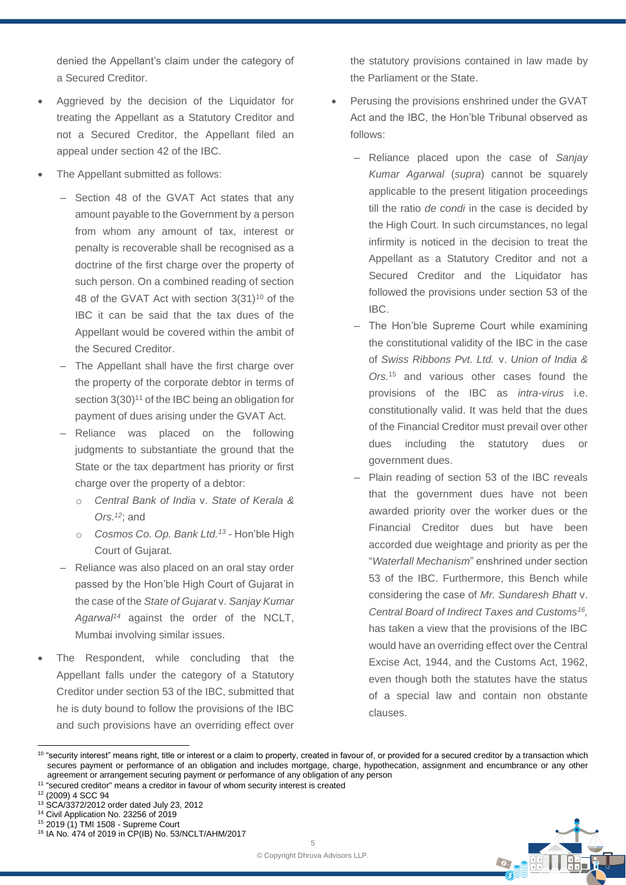denied the Appellant's claim under the category of a Secured Creditor.

- Aggrieved by the decision of the Liquidator for treating the Appellant as a Statutory Creditor and not a Secured Creditor, the Appellant filed an appeal under section 42 of the IBC.
- The Appellant submitted as follows:
  - Section 48 of the GVAT Act states that any amount payable to the Government by a person from whom any amount of tax, interest or penalty is recoverable shall be recognised as a doctrine of the first charge over the property of such person. On a combined reading of section 48 of the GVAT Act with section 3(31)[10] of the IBC it can be said that the tax dues of the Appellant would be covered within the ambit of the Secured Creditor.
  - The Appellant shall have the first charge over the property of the corporate debtor in terms of section 3(30)[11] of the IBC being an obligation for payment of dues arising under the GVAT Act.
  - Reliance was placed on the following judgments to substantiate the ground that the State or the tax department has priority or first charge over the property of a debtor:
    - *Central Bank of India* v. *State of Kerala & Ors.*[12]; and
    - *Cosmos Co. Op. Bank Ltd.*[13] - Hon'ble High Court of Gujarat.
  - Reliance was also placed on an oral stay order passed by the Hon'ble High Court of Gujarat in the case of the *State of Gujarat* v. *Sanjay Kumar Agarwal*[14] against the order of the NCLT, Mumbai involving similar issues.
- The Respondent, while concluding that the Appellant falls under the category of a Statutory Creditor under section 53 of the IBC, submitted that he is duty bound to follow the provisions of the IBC and such provisions have an overriding effect over the statutory provisions contained in law made by the Parliament or the State.
- Perusing the provisions enshrined under the GVAT Act and the IBC, the Hon'ble Tribunal observed as follows:
  - Reliance placed upon the case of *Sanjay Kumar Agarwal* (*supra*) cannot be squarely applicable to the present litigation proceedings till the ratio *de condi* in the case is decided by the High Court. In such circumstances, no legal infirmity is noticed in the decision to treat the Appellant as a Statutory Creditor and not a Secured Creditor and the Liquidator has followed the provisions under section 53 of the IBC.
  - The Hon'ble Supreme Court while examining the constitutional validity of the IBC in the case of *Swiss Ribbons Pvt. Ltd.* v. *Union of India & Ors.*[15] and various other cases found the provisions of the IBC as *intra-virus* i.e. constitutionally valid. It was held that the dues of the Financial Creditor must prevail over other dues including the statutory dues or government dues.
  - Plain reading of section 53 of the IBC reveals that the government dues have not been awarded priority over the worker dues or the Financial Creditor dues but have been accorded due weightage and priority as per the "*Waterfall Mechanism*" enshrined under section 53 of the IBC. Furthermore, this Bench while considering the case of *Mr. Sundaresh Bhatt* v. *Central Board of Indirect Taxes and Customs*[16], has taken a view that the provisions of the IBC would have an overriding effect over the Central Excise Act, 1944, and the Customs Act, 1962, even though both the statutes have the status of a special law and contain non obstante clauses.

---

[10] "security interest" means right, title or interest or a claim to property, created in favour of, or provided for a secured creditor by a transaction which secures payment or performance of an obligation and includes mortgage, charge, hypothecation, assignment and encumbrance or any other agreement or arrangement securing payment or performance of any obligation of any person

[11] "secured creditor" means a creditor in favour of whom security interest is created

[12] (2009) 4 SCC 94

[13] SCA/3372/2012 order dated July 23, 2012

[14] Civil Application No. 23256 of 2019

[15] 2019 (1) TMI 1508 - Supreme Court

[16] IA No. 474 of 2019 in CP(IB) No. 53/NCLT/AHM/2017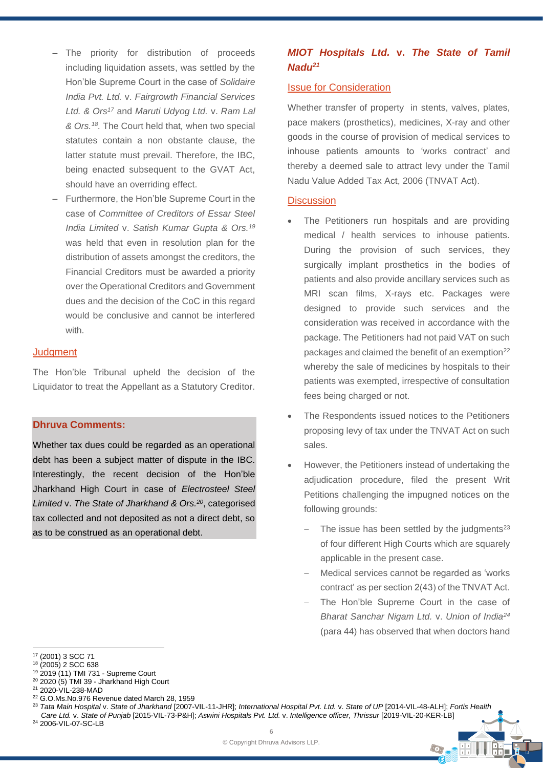- The priority for distribution of proceeds including liquidation assets, was settled by the Hon'ble Supreme Court in the case of *Solidaire India Pvt. Ltd.* v. *Fairgrowth Financial Services Ltd. & Ors*[17] and *Maruti Udyog Ltd.* v. *Ram Lal & Ors.*[18]. The Court held that, when two special statutes contain a non obstante clause, the latter statute must prevail. Therefore, the IBC, being enacted subsequent to the GVAT Act, should have an overriding effect.
- Furthermore, the Hon'ble Supreme Court in the case of *Committee of Creditors of Essar Steel India Limited* v. *Satish Kumar Gupta & Ors.*[19] was held that even in resolution plan for the distribution of assets amongst the creditors, the Financial Creditors must be awarded a priority over the Operational Creditors and Government dues and the decision of the CoC in this regard would be conclusive and cannot be interfered with.

### Judgment

The Hon'ble Tribunal upheld the decision of the Liquidator to treat the Appellant as a Statutory Creditor.

**Dhruva Comments:**

Whether tax dues could be regarded as an operational debt has been a subject matter of dispute in the IBC. Interestingly, the recent decision of the Hon'ble Jharkhand High Court in case of *Electrosteel Steel Limited* v. *The State of Jharkhand & Ors.*[20], categorised tax collected and not deposited as not a direct debt, so as to be construed as an operational debt.

## *MIOT Hospitals Ltd.* v. *The State of Tamil Nadu*[21]

### Issue for Consideration

Whether transfer of property in stents, valves, plates, pace makers (prosthetics), medicines, X-ray and other goods in the course of provision of medical services to inhouse patients amounts to 'works contract' and thereby a deemed sale to attract levy under the Tamil Nadu Value Added Tax Act, 2006 (TNVAT Act).

### Discussion

- The Petitioners run hospitals and are providing medical / health services to inhouse patients. During the provision of such services, they surgically implant prosthetics in the bodies of patients and also provide ancillary services such as MRI scan films, X-rays etc. Packages were designed to provide such services and the consideration was received in accordance with the package. The Petitioners had not paid VAT on such packages and claimed the benefit of an exemption[22] whereby the sale of medicines by hospitals to their patients was exempted, irrespective of consultation fees being charged or not.
- The Respondents issued notices to the Petitioners proposing levy of tax under the TNVAT Act on such sales.
- However, the Petitioners instead of undertaking the adjudication procedure, filed the present Writ Petitions challenging the impugned notices on the following grounds:
  - The issue has been settled by the judgments[23] of four different High Courts which are squarely applicable in the present case.
  - Medical services cannot be regarded as 'works contract' as per section 2(43) of the TNVAT Act.
  - The Hon'ble Supreme Court in the case of *Bharat Sanchar Nigam Ltd.* v. *Union of India*[24] (para 44) has observed that when doctors hand

---

[17] (2001) 3 SCC 71
[18] (2005) 2 SCC 638
[19] 2019 (11) TMI 731 - Supreme Court
[20] 2020 (5) TMI 39 - Jharkhand High Court
[21] 2020-VIL-238-MAD
[22] G.O.Ms.No.976 Revenue dated March 28, 1959
[23] *Tata Main Hospital* v. *State of Jharkhand* [2007-VIL-11-JHR]; *International Hospital Pvt. Ltd.* v. *State of UP* [2014-VIL-48-ALH]; *Fortis Health Care Ltd.* v. *State of Punjab* [2015-VIL-73-P&H]; *Aswini Hospitals Pvt. Ltd.* v. *Intelligence officer, Thrissur* [2019-VIL-20-KER-LB]
[24] 2006-VIL-07-SC-LB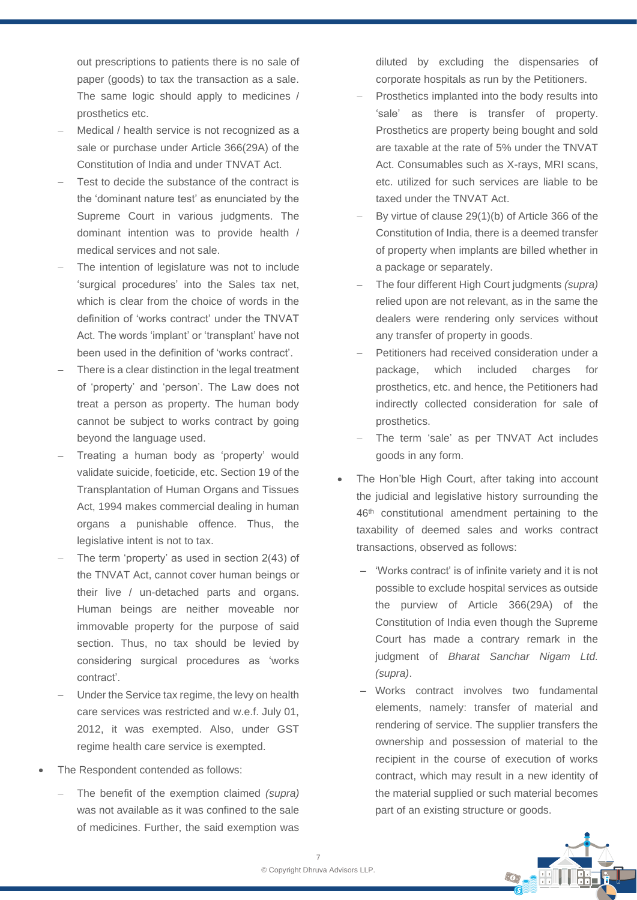out prescriptions to patients there is no sale of paper (goods) to tax the transaction as a sale. The same logic should apply to medicines / prosthetics etc.

- Medical / health service is not recognized as a sale or purchase under Article 366(29A) of the Constitution of India and under TNVAT Act.
- Test to decide the substance of the contract is the 'dominant nature test' as enunciated by the Supreme Court in various judgments. The dominant intention was to provide health / medical services and not sale.
- The intention of legislature was not to include 'surgical procedures' into the Sales tax net, which is clear from the choice of words in the definition of 'works contract' under the TNVAT Act. The words 'implant' or 'transplant' have not been used in the definition of 'works contract'.
- There is a clear distinction in the legal treatment of 'property' and 'person'. The Law does not treat a person as property. The human body cannot be subject to works contract by going beyond the language used.
- Treating a human body as 'property' would validate suicide, foeticide, etc. Section 19 of the Transplantation of Human Organs and Tissues Act, 1994 makes commercial dealing in human organs a punishable offence. Thus, the legislative intent is not to tax.
- The term 'property' as used in section 2(43) of the TNVAT Act, cannot cover human beings or their live / un-detached parts and organs. Human beings are neither moveable nor immovable property for the purpose of said section. Thus, no tax should be levied by considering surgical procedures as 'works contract'.
- Under the Service tax regime, the levy on health care services was restricted and w.e.f. July 01, 2012, it was exempted. Also, under GST regime health care service is exempted.

- The Respondent contended as follows:
  - The benefit of the exemption claimed *(supra)* was not available as it was confined to the sale of medicines. Further, the said exemption was diluted by excluding the dispensaries of corporate hospitals as run by the Petitioners.
  - Prosthetics implanted into the body results into 'sale' as there is transfer of property. Prosthetics are property being bought and sold are taxable at the rate of 5% under the TNVAT Act. Consumables such as X-rays, MRI scans, etc. utilized for such services are liable to be taxed under the TNVAT Act.
  - By virtue of clause 29(1)(b) of Article 366 of the Constitution of India, there is a deemed transfer of property when implants are billed whether in a package or separately.
  - The four different High Court judgments *(supra)* relied upon are not relevant, as in the same the dealers were rendering only services without any transfer of property in goods.
  - Petitioners had received consideration under a package, which included charges for prosthetics, etc. and hence, the Petitioners had indirectly collected consideration for sale of prosthetics.
  - The term 'sale' as per TNVAT Act includes goods in any form.

- The Hon'ble High Court, after taking into account the judicial and legislative history surrounding the 46th constitutional amendment pertaining to the taxability of deemed sales and works contract transactions, observed as follows:
  - 'Works contract' is of infinite variety and it is not possible to exclude hospital services as outside the purview of Article 366(29A) of the Constitution of India even though the Supreme Court has made a contrary remark in the judgment of *Bharat Sanchar Nigam Ltd. (supra)*.
  - Works contract involves two fundamental elements, namely: transfer of material and rendering of service. The supplier transfers the ownership and possession of material to the recipient in the course of execution of works contract, which may result in a new identity of the material supplied or such material becomes part of an existing structure or goods.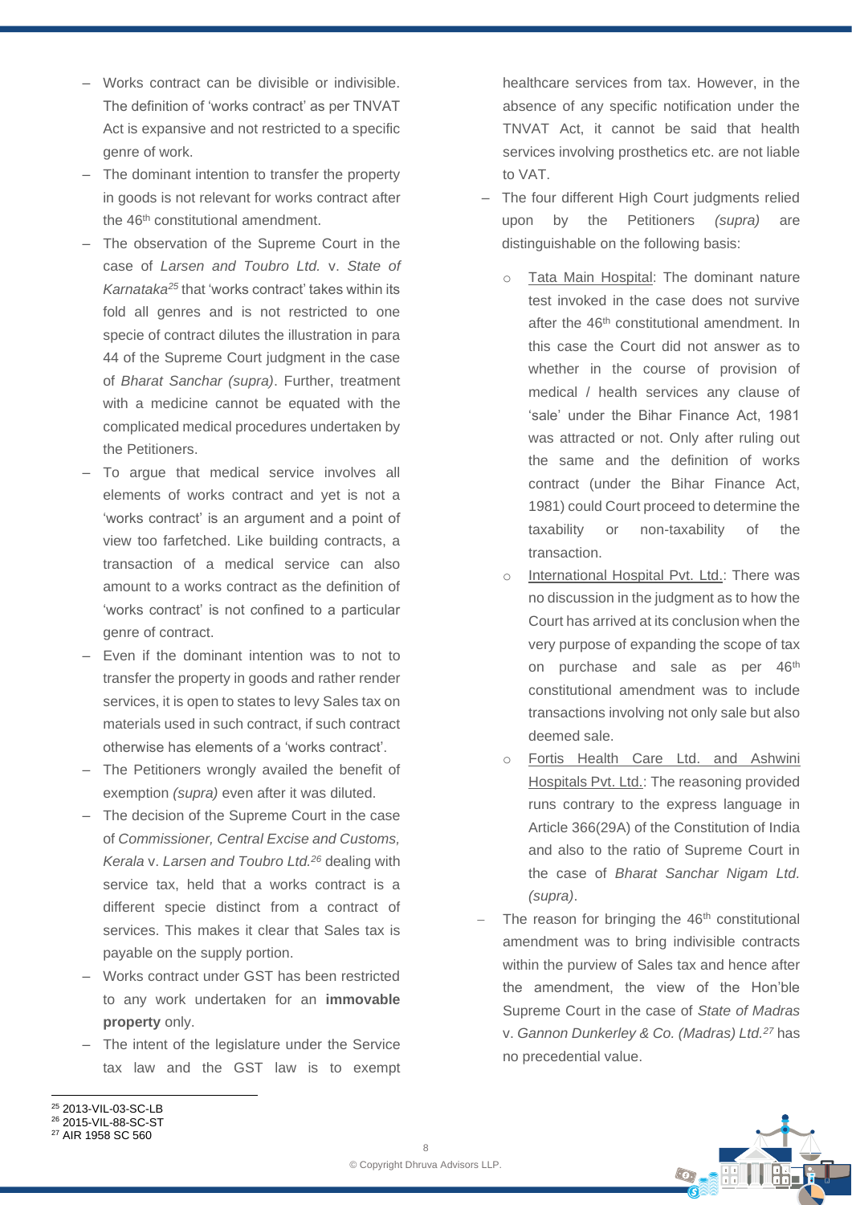- Works contract can be divisible or indivisible. The definition of 'works contract' as per TNVAT Act is expansive and not restricted to a specific genre of work.
- The dominant intention to transfer the property in goods is not relevant for works contract after the 46th constitutional amendment.
- The observation of the Supreme Court in the case of *Larsen and Toubro Ltd.* v. *State of Karnataka*[25] that 'works contract' takes within its fold all genres and is not restricted to one specie of contract dilutes the illustration in para 44 of the Supreme Court judgment in the case of *Bharat Sanchar (supra)*. Further, treatment with a medicine cannot be equated with the complicated medical procedures undertaken by the Petitioners.
- To argue that medical service involves all elements of works contract and yet is not a 'works contract' is an argument and a point of view too farfetched. Like building contracts, a transaction of a medical service can also amount to a works contract as the definition of 'works contract' is not confined to a particular genre of contract.
- Even if the dominant intention was to not to transfer the property in goods and rather render services, it is open to states to levy Sales tax on materials used in such contract, if such contract otherwise has elements of a 'works contract'.
- The Petitioners wrongly availed the benefit of exemption *(supra)* even after it was diluted.
- The decision of the Supreme Court in the case of *Commissioner, Central Excise and Customs, Kerala* v. *Larsen and Toubro Ltd.*[26] dealing with service tax, held that a works contract is a different specie distinct from a contract of services. This makes it clear that Sales tax is payable on the supply portion.
- Works contract under GST has been restricted to any work undertaken for an **immovable property** only.
- The intent of the legislature under the Service tax law and the GST law is to exempt healthcare services from tax. However, in the absence of any specific notification under the TNVAT Act, it cannot be said that health services involving prosthetics etc. are not liable to VAT.
- The four different High Court judgments relied upon by the Petitioners *(supra)* are distinguishable on the following basis:
  - Tata Main Hospital: The dominant nature test invoked in the case does not survive after the 46th constitutional amendment. In this case the Court did not answer as to whether in the course of provision of medical / health services any clause of 'sale' under the Bihar Finance Act, 1981 was attracted or not. Only after ruling out the same and the definition of works contract (under the Bihar Finance Act, 1981) could Court proceed to determine the taxability or non-taxability of the transaction.
  - International Hospital Pvt. Ltd.: There was no discussion in the judgment as to how the Court has arrived at its conclusion when the very purpose of expanding the scope of tax on purchase and sale as per 46th constitutional amendment was to include transactions involving not only sale but also deemed sale.
  - Fortis Health Care Ltd. and Ashwini Hospitals Pvt. Ltd.: The reasoning provided runs contrary to the express language in Article 366(29A) of the Constitution of India and also to the ratio of Supreme Court in the case of *Bharat Sanchar Nigam Ltd. (supra)*.
- The reason for bringing the 46th constitutional amendment was to bring indivisible contracts within the purview of Sales tax and hence after the amendment, the view of the Hon'ble Supreme Court in the case of *State of Madras* v. *Gannon Dunkerley & Co. (Madras) Ltd.*[27] has no precedential value.

---

[25] 2013-VIL-03-SC-LB
[26] 2015-VIL-88-SC-ST
[27] AIR 1958 SC 560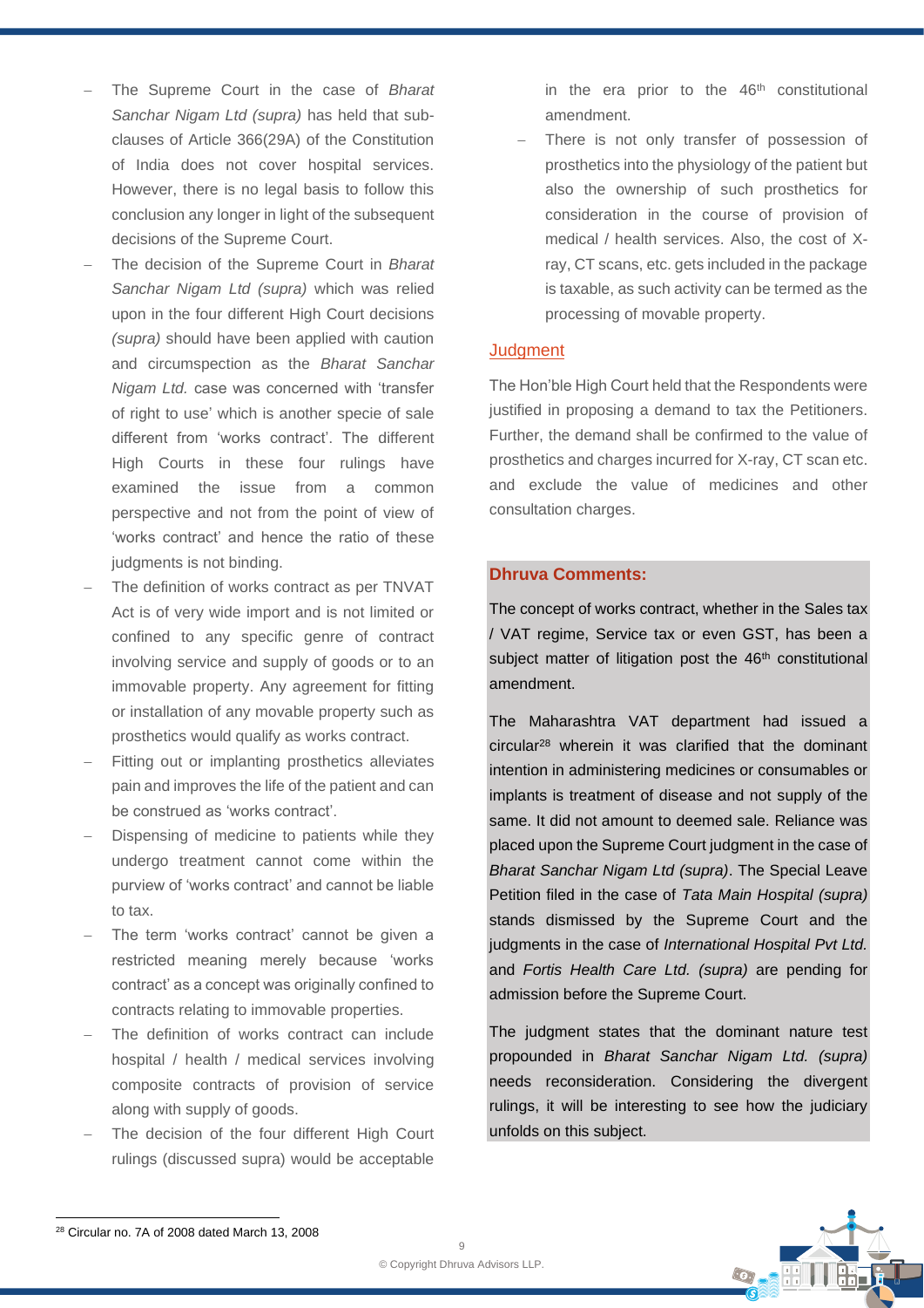- The Supreme Court in the case of *Bharat Sanchar Nigam Ltd (supra)* has held that sub-clauses of Article 366(29A) of the Constitution of India does not cover hospital services. However, there is no legal basis to follow this conclusion any longer in light of the subsequent decisions of the Supreme Court.
- The decision of the Supreme Court in *Bharat Sanchar Nigam Ltd (supra)* which was relied upon in the four different High Court decisions *(supra)* should have been applied with caution and circumspection as the *Bharat Sanchar Nigam Ltd.* case was concerned with 'transfer of right to use' which is another specie of sale different from 'works contract'. The different High Courts in these four rulings have examined the issue from a common perspective and not from the point of view of 'works contract' and hence the ratio of these judgments is not binding.
- The definition of works contract as per TNVAT Act is of very wide import and is not limited or confined to any specific genre of contract involving service and supply of goods or to an immovable property. Any agreement for fitting or installation of any movable property such as prosthetics would qualify as works contract.
- Fitting out or implanting prosthetics alleviates pain and improves the life of the patient and can be construed as 'works contract'.
- Dispensing of medicine to patients while they undergo treatment cannot come within the purview of 'works contract' and cannot be liable to tax.
- The term 'works contract' cannot be given a restricted meaning merely because 'works contract' as a concept was originally confined to contracts relating to immovable properties.
- The definition of works contract can include hospital / health / medical services involving composite contracts of provision of service along with supply of goods.
- The decision of the four different High Court rulings (discussed supra) would be acceptable in the era prior to the 46th constitutional amendment.
- There is not only transfer of possession of prosthetics into the physiology of the patient but also the ownership of such prosthetics for consideration in the course of provision of medical / health services. Also, the cost of X-ray, CT scans, etc. gets included in the package is taxable, as such activity can be termed as the processing of movable property.

## Judgment

The Hon'ble High Court held that the Respondents were justified in proposing a demand to tax the Petitioners. Further, the demand shall be confirmed to the value of prosthetics and charges incurred for X-ray, CT scan etc. and exclude the value of medicines and other consultation charges.

### Dhruva Comments:

The concept of works contract, whether in the Sales tax / VAT regime, Service tax or even GST, has been a subject matter of litigation post the 46th constitutional amendment.

The Maharashtra VAT department had issued a circular[28] wherein it was clarified that the dominant intention in administering medicines or consumables or implants is treatment of disease and not supply of the same. It did not amount to deemed sale. Reliance was placed upon the Supreme Court judgment in the case of *Bharat Sanchar Nigam Ltd (supra)*. The Special Leave Petition filed in the case of *Tata Main Hospital (supra)* stands dismissed by the Supreme Court and the judgments in the case of *International Hospital Pvt Ltd.* and *Fortis Health Care Ltd. (supra)* are pending for admission before the Supreme Court.

The judgment states that the dominant nature test propounded in *Bharat Sanchar Nigam Ltd. (supra)* needs reconsideration. Considering the divergent rulings, it will be interesting to see how the judiciary unfolds on this subject.

[28] Circular no. 7A of 2008 dated March 13, 2008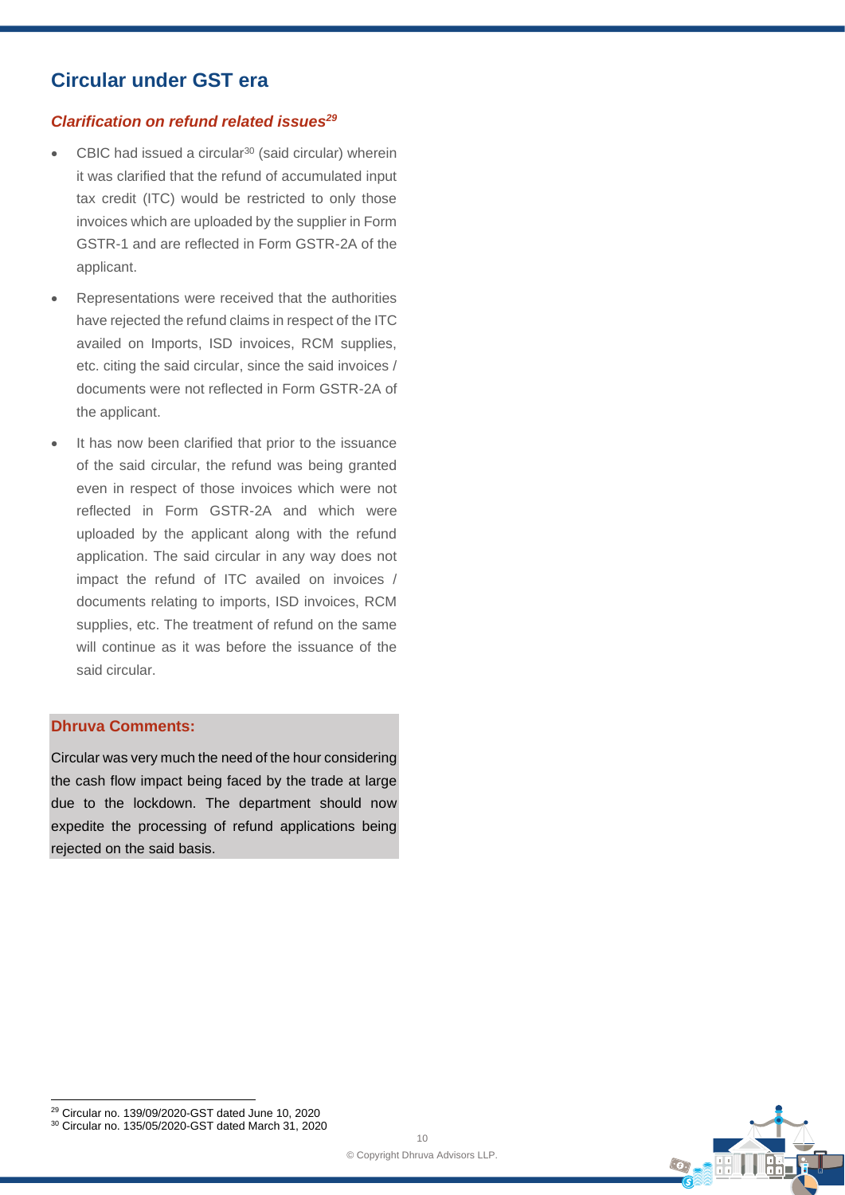## Circular under GST era

### *Clarification on refund related issues*[29]

- CBIC had issued a circular[30] (said circular) wherein it was clarified that the refund of accumulated input tax credit (ITC) would be restricted to only those invoices which are uploaded by the supplier in Form GSTR-1 and are reflected in Form GSTR-2A of the applicant.
- Representations were received that the authorities have rejected the refund claims in respect of the ITC availed on Imports, ISD invoices, RCM supplies, etc. citing the said circular, since the said invoices / documents were not reflected in Form GSTR-2A of the applicant.
- It has now been clarified that prior to the issuance of the said circular, the refund was being granted even in respect of those invoices which were not reflected in Form GSTR-2A and which were uploaded by the applicant along with the refund application. The said circular in any way does not impact the refund of ITC availed on invoices / documents relating to imports, ISD invoices, RCM supplies, etc. The treatment of refund on the same will continue as it was before the issuance of the said circular.

**Dhruva Comments:**

Circular was very much the need of the hour considering the cash flow impact being faced by the trade at large due to the lockdown. The department should now expedite the processing of refund applications being rejected on the said basis.

[29] Circular no. 139/09/2020-GST dated June 10, 2020
[30] Circular no. 135/05/2020-GST dated March 31, 2020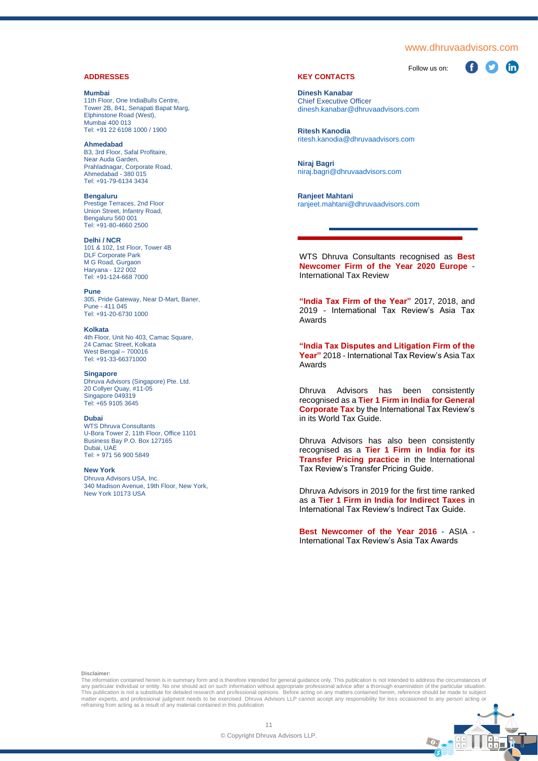www.dhruvaadvisors.com

Follow us on:

## ADDRESSES

**Mumbai**
11th Floor, One IndiaBulls Centre,
Tower 2B, 841, Senapati Bapat Marg,
Elphinstone Road (West),
Mumbai 400 013
Tel: +91 22 6108 1000 / 1900

**Ahmedabad**
B3, 3rd Floor, Safal Profitaire,
Near Auda Garden,
Prahladnagar, Corporate Road,
Ahmedabad - 380 015
Tel: +91-79-6134 3434

**Bengaluru**
Prestige Terraces, 2nd Floor
Union Street, Infantry Road,
Bengaluru 560 001
Tel: +91-80-4660 2500

**Delhi / NCR**
101 & 102, 1st Floor, Tower 4B
DLF Corporate Park
M G Road, Gurgaon
Haryana - 122 002
Tel: +91-124-668 7000

**Pune**
305, Pride Gateway, Near D-Mart, Baner,
Pune - 411 045
Tel: +91-20-6730 1000

**Kolkata**
4th Floor, Unit No 403, Camac Square,
24 Camac Street, Kolkata
West Bengal – 700016
Tel: +91-33-66371000

**Singapore**
Dhruva Advisors (Singapore) Pte. Ltd.
20 Collyer Quay, #11-05
Singapore 049319
Tel: +65 9105 3645

**Dubai**
WTS Dhruva Consultants
U-Bora Tower 2, 11th Floor, Office 1101
Business Bay P.O. Box 127165
Dubai, UAE
Tel: + 971 56 900 5849

**New York**
Dhruva Advisors USA, Inc.
340 Madison Avenue, 19th Floor, New York,
New York 10173 USA

## KEY CONTACTS

**Dinesh Kanabar**
Chief Executive Officer
dinesh.kanabar@dhruvaadvisors.com

**Ritesh Kanodia**
ritesh.kanodia@dhruvaadvisors.com

**Niraj Bagri**
niraj.bagri@dhruvaadvisors.com

**Ranjeet Mahtani**
ranjeet.mahtani@dhruvaadvisors.com

WTS Dhruva Consultants recognised as **Best Newcomer Firm of the Year 2020 Europe** - International Tax Review

**"India Tax Firm of the Year"** 2017, 2018, and 2019 - International Tax Review's Asia Tax Awards

**"India Tax Disputes and Litigation Firm of the Year"** 2018 - International Tax Review's Asia Tax Awards

Dhruva Advisors has been consistently recognised as a **Tier 1 Firm in India for General Corporate Tax** by the International Tax Review's in its World Tax Guide.

Dhruva Advisors has also been consistently recognised as a **Tier 1 Firm in India for its Transfer Pricing practice** in the International Tax Review's Transfer Pricing Guide.

Dhruva Advisors in 2019 for the first time ranked as a **Tier 1 Firm in India for Indirect Taxes** in International Tax Review's Indirect Tax Guide.

**Best Newcomer of the Year 2016** - ASIA - International Tax Review's Asia Tax Awards

**Disclaimer:**
The information contained herein is in summary form and is therefore intended for general guidance only. This publication is not intended to address the circumstances of any particular individual or entity. No one should act on such information without appropriate professional advice after a thorough examination of the particular situation. This publication is not a substitute for detailed research and professional opinions. Before acting on any matters contained herein, reference should be made to subject matter experts, and professional judgment needs to be exercised. Dhruva Advisors LLP cannot accept any responsibility for loss occasioned to any person acting or refraining from acting as a result of any material contained in this publication

© Copyright Dhruva Advisors LLP.